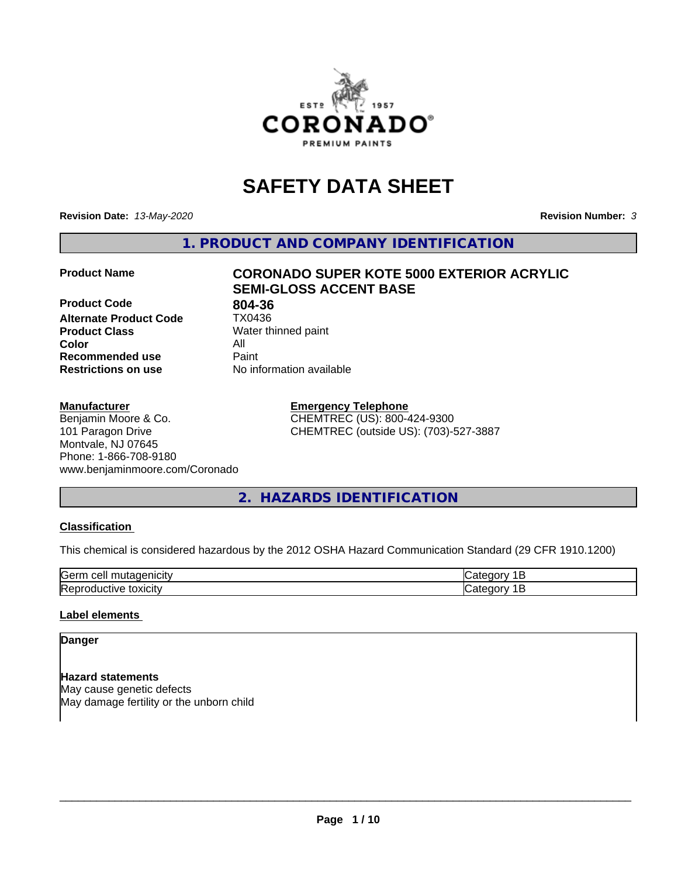# SAFETY DATA SHEET

**Revision Date:** *13-May-2020* **Revision Number:** *3*

## 1. PRODUCT AND COMPANY IDENTIFICATION

| | |
|---|---|
| **Product Name** | **CORONADO SUPER KOTE 5000 EXTERIOR ACRYLIC SEMI-GLOSS ACCENT BASE** |
| **Product Code** | **804-36** |
| **Alternate Product Code** | TX0436 |
| **Product Class** | Water thinned paint |
| **Color** | All |
| **Recommended use** | Paint |
| **Restrictions on use** | No information available |

**Manufacturer**
Benjamin Moore & Co.
101 Paragon Drive
Montvale, NJ 07645
Phone: 1-866-708-9180
www.benjaminmoore.com/Coronado

**Emergency Telephone**
CHEMTREC (US): 800-424-9300
CHEMTREC (outside US): (703)-527-3887

## 2. HAZARDS IDENTIFICATION

**Classification**

This chemical is considered hazardous by the 2012 OSHA Hazard Communication Standard (29 CFR 1910.1200)

| | |
|---|---|
| Germ cell mutagenicity | Category 1B |
| Reproductive toxicity | Category 1B |

**Label elements**

**Danger**

**Hazard statements**
May cause genetic defects
May damage fertility or the unborn child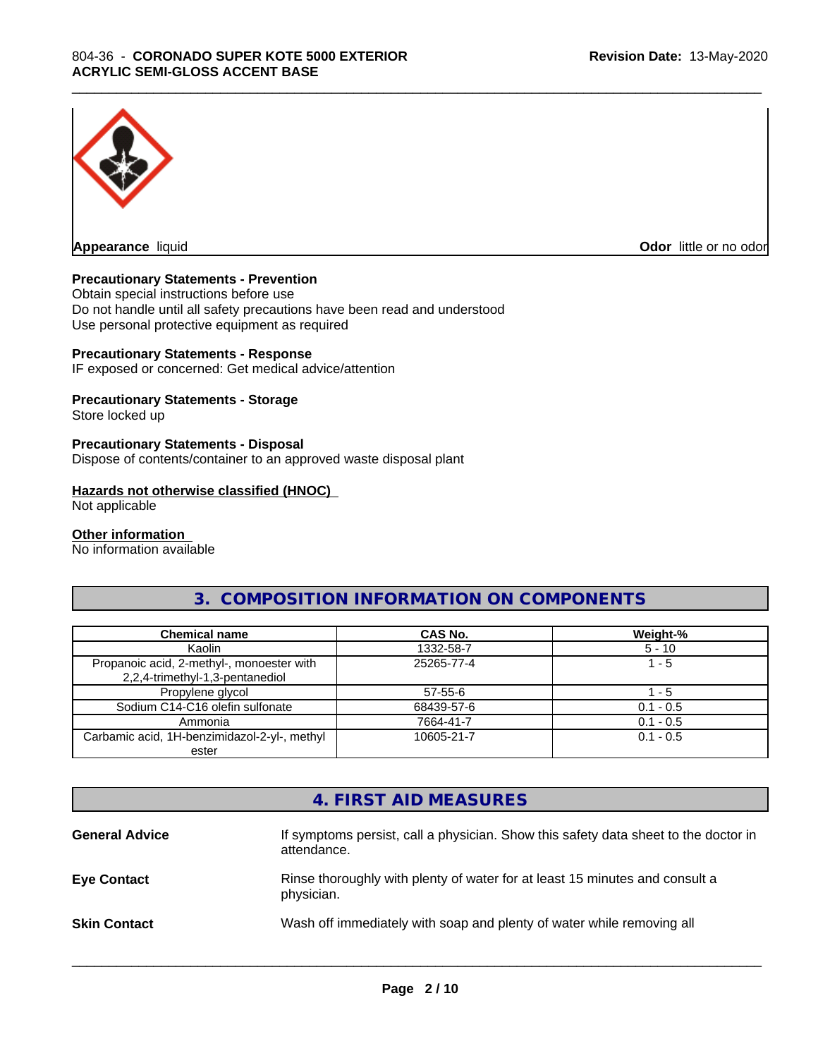**Appearance** liquid

**Odor** little or no odor

**Precautionary Statements - Prevention**
Obtain special instructions before use
Do not handle until all safety precautions have been read and understood
Use personal protective equipment as required

**Precautionary Statements - Response**
IF exposed or concerned: Get medical advice/attention

**Precautionary Statements - Storage**
Store locked up

**Precautionary Statements - Disposal**
Dispose of contents/container to an approved waste disposal plant

**Hazards not otherwise classified (HNOC)**
Not applicable

**Other information**
No information available

## 3. COMPOSITION INFORMATION ON COMPONENTS

| Chemical name | CAS No. | Weight-% |
|---|---|---|
| Kaolin | 1332-58-7 | 5 - 10 |
| Propanoic acid, 2-methyl-, monoester with 2,2,4-trimethyl-1,3-pentanediol | 25265-77-4 | 1 - 5 |
| Propylene glycol | 57-55-6 | 1 - 5 |
| Sodium C14-C16 olefin sulfonate | 68439-57-6 | 0.1 - 0.5 |
| Ammonia | 7664-41-7 | 0.1 - 0.5 |
| Carbamic acid, 1H-benzimidazol-2-yl-, methyl ester | 10605-21-7 | 0.1 - 0.5 |

## 4. FIRST AID MEASURES

**General Advice** If symptoms persist, call a physician. Show this safety data sheet to the doctor in attendance.

**Eye Contact** Rinse thoroughly with plenty of water for at least 15 minutes and consult a physician.

**Skin Contact** Wash off immediately with soap and plenty of water while removing all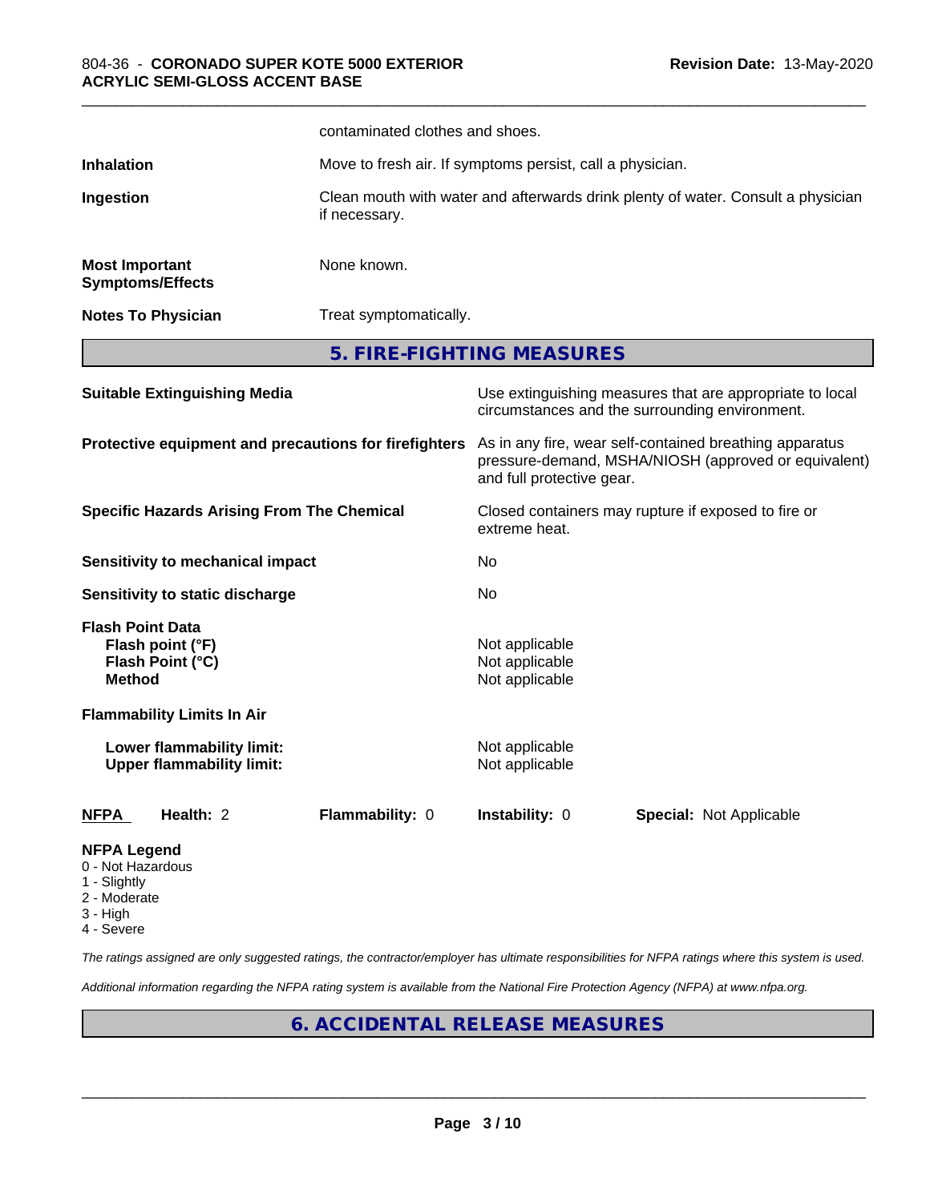| | |
|---|---|
| | contaminated clothes and shoes. |
| **Inhalation** | Move to fresh air. If symptoms persist, call a physician. |
| **Ingestion** | Clean mouth with water and afterwards drink plenty of water. Consult a physician if necessary. |
| **Most Important Symptoms/Effects** | None known. |
| **Notes To Physician** | Treat symptomatically. |

## 5. FIRE-FIGHTING MEASURES

| | |
|---|---|
| **Suitable Extinguishing Media** | Use extinguishing measures that are appropriate to local circumstances and the surrounding environment. |
| **Protective equipment and precautions for firefighters** | As in any fire, wear self-contained breathing apparatus pressure-demand, MSHA/NIOSH (approved or equivalent) and full protective gear. |
| **Specific Hazards Arising From The Chemical** | Closed containers may rupture if exposed to fire or extreme heat. |
| **Sensitivity to mechanical impact** | No |
| **Sensitivity to static discharge** | No |

**Flash Point Data**

| | |
|---|---|
| **Flash point (°F)** | Not applicable |
| **Flash Point (°C)** | Not applicable |
| **Method** | Not applicable |

**Flammability Limits In Air**

| | |
|---|---|
| **Lower flammability limit:** | Not applicable |
| **Upper flammability limit:** | Not applicable |

| **NFPA** | **Health:** 2 | **Flammability:** 0 | **Instability:** 0 | **Special:** Not Applicable |
|---|---|---|---|---|

**NFPA Legend**
- 0 - Not Hazardous
- 1 - Slightly
- 2 - Moderate
- 3 - High
- 4 - Severe

*The ratings assigned are only suggested ratings, the contractor/employer has ultimate responsibilities for NFPA ratings where this system is used.*

*Additional information regarding the NFPA rating system is available from the National Fire Protection Agency (NFPA) at www.nfpa.org.*

## 6. ACCIDENTAL RELEASE MEASURES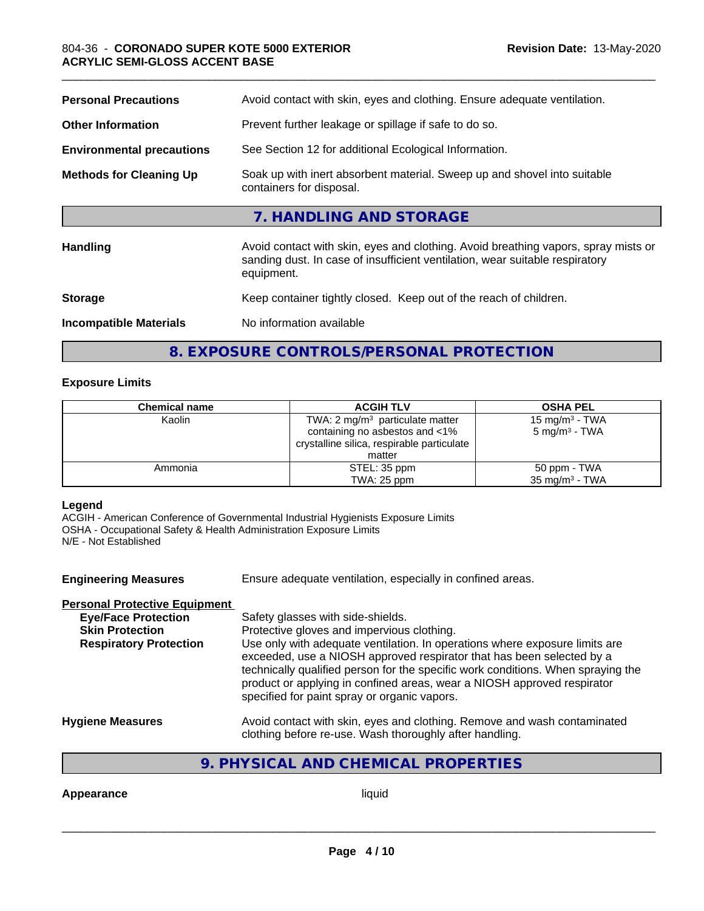| | |
|---|---|
| **Personal Precautions** | Avoid contact with skin, eyes and clothing. Ensure adequate ventilation. |
| **Other Information** | Prevent further leakage or spillage if safe to do so. |
| **Environmental precautions** | See Section 12 for additional Ecological Information. |
| **Methods for Cleaning Up** | Soak up with inert absorbent material. Sweep up and shovel into suitable containers for disposal. |

## 7. HANDLING AND STORAGE

| | |
|---|---|
| **Handling** | Avoid contact with skin, eyes and clothing. Avoid breathing vapors, spray mists or sanding dust. In case of insufficient ventilation, wear suitable respiratory equipment. |
| **Storage** | Keep container tightly closed. Keep out of the reach of children. |
| **Incompatible Materials** | No information available |

## 8. EXPOSURE CONTROLS/PERSONAL PROTECTION

### Exposure Limits

| Chemical name | ACGIH TLV | OSHA PEL |
|---|---|---|
| Kaolin | TWA: 2 mg/m³ particulate matter containing no asbestos and <1% crystalline silica, respirable particulate matter | 15 mg/m³ - TWA<br>5 mg/m³ - TWA |
| Ammonia | STEL: 35 ppm<br>TWA: 25 ppm | 50 ppm - TWA<br>35 mg/m³ - TWA |

**Legend**
ACGIH - American Conference of Governmental Industrial Hygienists Exposure Limits
OSHA - Occupational Safety & Health Administration Exposure Limits
N/E - Not Established

**Engineering Measures** Ensure adequate ventilation, especially in confined areas.

**Personal Protective Equipment**

**Eye/Face Protection** Safety glasses with side-shields.

**Skin Protection** Protective gloves and impervious clothing.

**Respiratory Protection** Use only with adequate ventilation. In operations where exposure limits are exceeded, use a NIOSH approved respirator that has been selected by a technically qualified person for the specific work conditions. When spraying the product or applying in confined areas, wear a NIOSH approved respirator specified for paint spray or organic vapors.

**Hygiene Measures** Avoid contact with skin, eyes and clothing. Remove and wash contaminated clothing before re-use. Wash thoroughly after handling.

## 9. PHYSICAL AND CHEMICAL PROPERTIES

**Appearance** liquid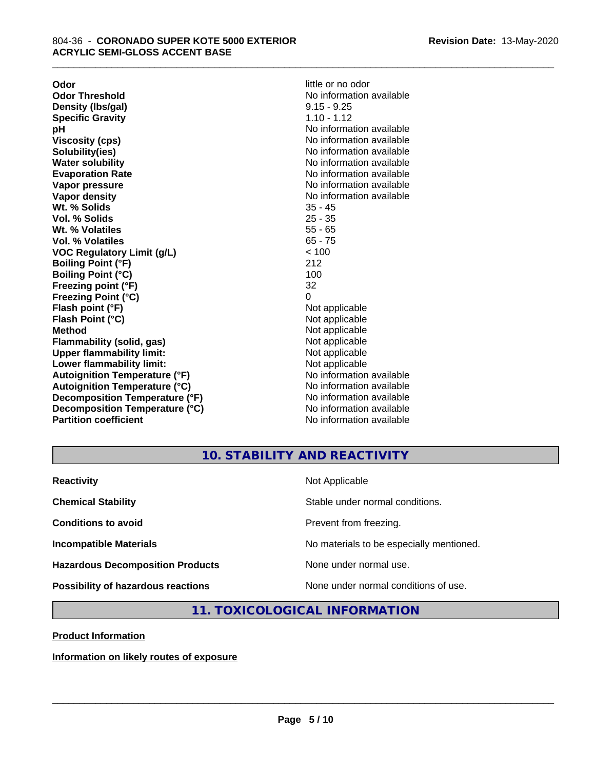| | |
|---|---|
| **Odor** | little or no odor |
| **Odor Threshold** | No information available |
| **Density (lbs/gal)** | 9.15 - 9.25 |
| **Specific Gravity** | 1.10 - 1.12 |
| **pH** | No information available |
| **Viscosity (cps)** | No information available |
| **Solubility(ies)** | No information available |
| **Water solubility** | No information available |
| **Evaporation Rate** | No information available |
| **Vapor pressure** | No information available |
| **Vapor density** | No information available |
| **Wt. % Solids** | 35 - 45 |
| **Vol. % Solids** | 25 - 35 |
| **Wt. % Volatiles** | 55 - 65 |
| **Vol. % Volatiles** | 65 - 75 |
| **VOC Regulatory Limit (g/L)** | < 100 |
| **Boiling Point (°F)** | 212 |
| **Boiling Point (°C)** | 100 |
| **Freezing point (°F)** | 32 |
| **Freezing Point (°C)** | 0 |
| **Flash point (°F)** | Not applicable |
| **Flash Point (°C)** | Not applicable |
| **Method** | Not applicable |
| **Flammability (solid, gas)** | Not applicable |
| **Upper flammability limit:** | Not applicable |
| **Lower flammability limit:** | Not applicable |
| **Autoignition Temperature (°F)** | No information available |
| **Autoignition Temperature (°C)** | No information available |
| **Decomposition Temperature (°F)** | No information available |
| **Decomposition Temperature (°C)** | No information available |
| **Partition coefficient** | No information available |

## 10. STABILITY AND REACTIVITY

| | |
|---|---|
| **Reactivity** | Not Applicable |
| **Chemical Stability** | Stable under normal conditions. |
| **Conditions to avoid** | Prevent from freezing. |
| **Incompatible Materials** | No materials to be especially mentioned. |
| **Hazardous Decomposition Products** | None under normal use. |
| **Possibility of hazardous reactions** | None under normal conditions of use. |

## 11. TOXICOLOGICAL INFORMATION

**Product Information**

**Information on likely routes of exposure**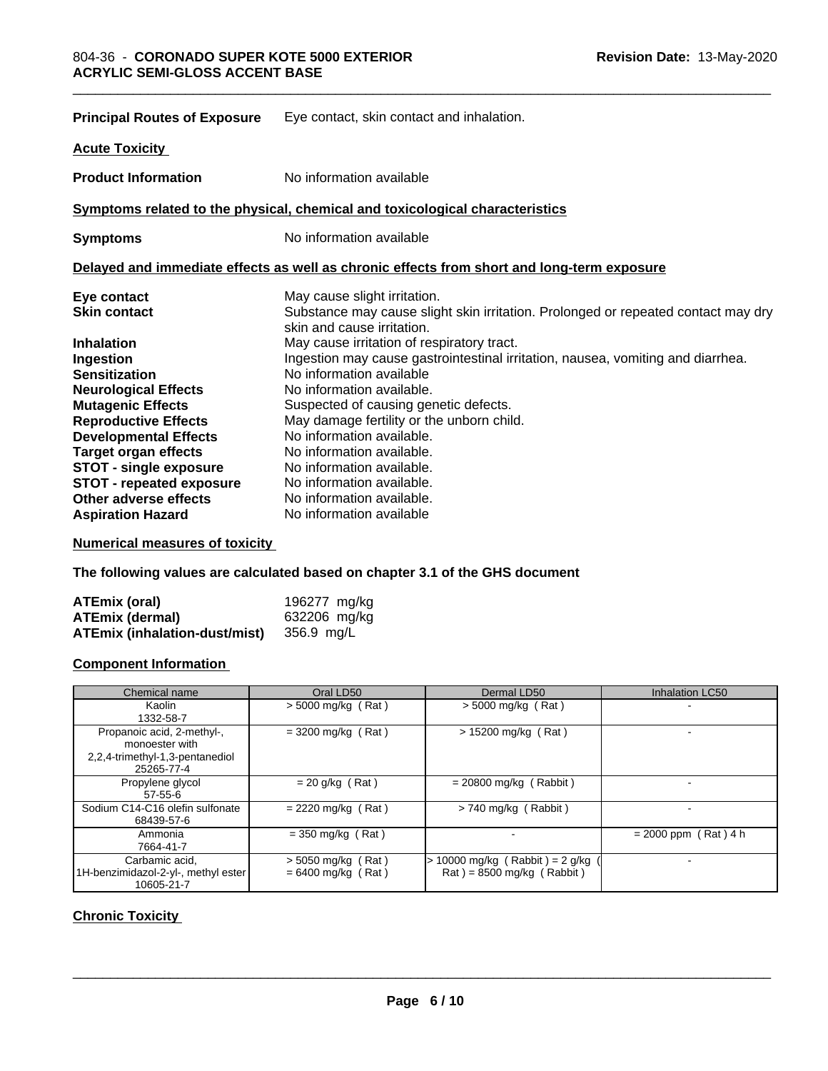**Principal Routes of Exposure** Eye contact, skin contact and inhalation.

**Acute Toxicity**

**Product Information** No information available

**Symptoms related to the physical, chemical and toxicological characteristics**

**Symptoms** No information available

**Delayed and immediate effects as well as chronic effects from short and long-term exposure**

**Eye contact** May cause slight irritation.
**Skin contact** Substance may cause slight skin irritation. Prolonged or repeated contact may dry skin and cause irritation.
**Inhalation** May cause irritation of respiratory tract.
**Ingestion** Ingestion may cause gastrointestinal irritation, nausea, vomiting and diarrhea.
**Sensitization** No information available
**Neurological Effects** No information available.
**Mutagenic Effects** Suspected of causing genetic defects.
**Reproductive Effects** May damage fertility or the unborn child.
**Developmental Effects** No information available.
**Target organ effects** No information available.
**STOT - single exposure** No information available.
**STOT - repeated exposure** No information available.
**Other adverse effects** No information available.
**Aspiration Hazard** No information available

**Numerical measures of toxicity**

**The following values are calculated based on chapter 3.1 of the GHS document**

**ATEmix (oral)** 196277 mg/kg
**ATEmix (dermal)** 632206 mg/kg
**ATEmix (inhalation-dust/mist)** 356.9 mg/L

**Component Information**

| Chemical name | Oral LD50 | Dermal LD50 | Inhalation LC50 |
|---|---|---|---|
| Kaolin<br>1332-58-7 | > 5000 mg/kg ( Rat ) | > 5000 mg/kg ( Rat ) | - |
| Propanoic acid, 2-methyl-, monoester with 2,2,4-trimethyl-1,3-pentanediol<br>25265-77-4 | = 3200 mg/kg ( Rat ) | > 15200 mg/kg ( Rat ) | - |
| Propylene glycol<br>57-55-6 | = 20 g/kg ( Rat ) | = 20800 mg/kg ( Rabbit ) | - |
| Sodium C14-C16 olefin sulfonate<br>68439-57-6 | = 2220 mg/kg ( Rat ) | > 740 mg/kg ( Rabbit ) | - |
| Ammonia<br>7664-41-7 | = 350 mg/kg ( Rat ) | - | = 2000 ppm ( Rat ) 4 h |
| Carbamic acid, 1H-benzimidazol-2-yl-, methyl ester<br>10605-21-7 | > 5050 mg/kg ( Rat )<br>= 6400 mg/kg ( Rat ) | > 10000 mg/kg ( Rabbit ) = 2 g/kg ( Rat ) = 8500 mg/kg ( Rabbit ) | - |

**Chronic Toxicity**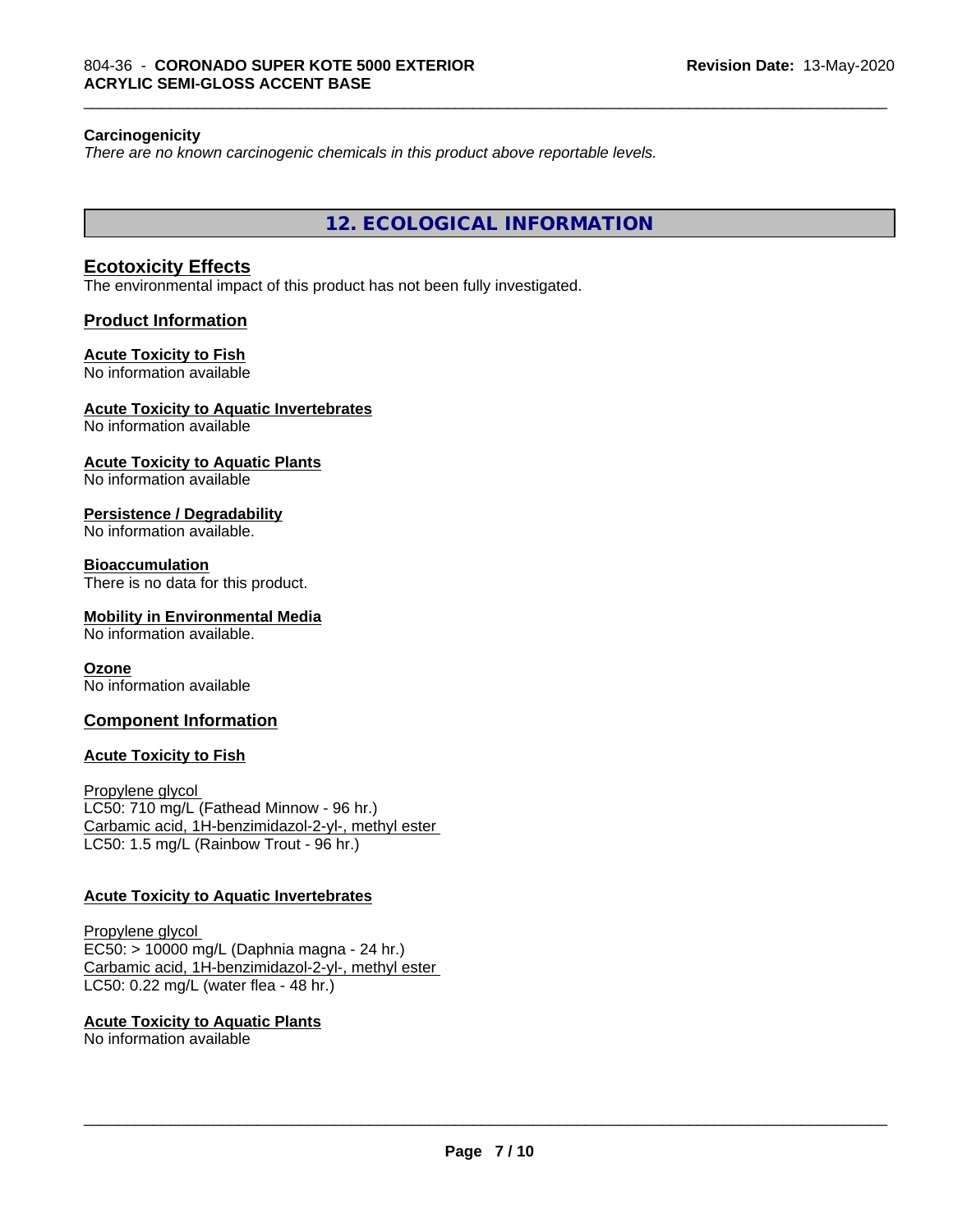#### Carcinogenicity

*There are no known carcinogenic chemicals in this product above reportable levels.*

## 12. ECOLOGICAL INFORMATION

### Ecotoxicity Effects

The environmental impact of this product has not been fully investigated.

### Product Information

**Acute Toxicity to Fish**
No information available

**Acute Toxicity to Aquatic Invertebrates**
No information available

**Acute Toxicity to Aquatic Plants**
No information available

**Persistence / Degradability**
No information available.

**Bioaccumulation**
There is no data for this product.

**Mobility in Environmental Media**
No information available.

**Ozone**
No information available

### Component Information

**Acute Toxicity to Fish**

Propylene glycol
LC50: 710 mg/L (Fathead Minnow - 96 hr.)
Carbamic acid, 1H-benzimidazol-2-yl-, methyl ester
LC50: 1.5 mg/L (Rainbow Trout - 96 hr.)

**Acute Toxicity to Aquatic Invertebrates**

Propylene glycol
EC50: > 10000 mg/L (Daphnia magna - 24 hr.)
Carbamic acid, 1H-benzimidazol-2-yl-, methyl ester
LC50: 0.22 mg/L (water flea - 48 hr.)

**Acute Toxicity to Aquatic Plants**
No information available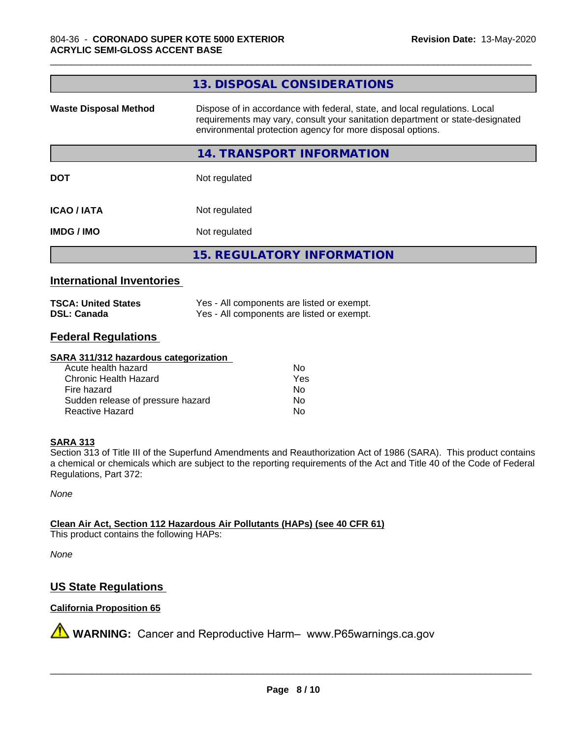## 13. DISPOSAL CONSIDERATIONS

| | |
|---|---|
| **Waste Disposal Method** | Dispose of in accordance with federal, state, and local regulations. Local requirements may vary, consult your sanitation department or state-designated environmental protection agency for more disposal options. |

## 14. TRANSPORT INFORMATION

| | |
|---|---|
| **DOT** | Not regulated |
| **ICAO / IATA** | Not regulated |
| **IMDG / IMO** | Not regulated |

## 15. REGULATORY INFORMATION

### International Inventories

| | |
|---|---|
| **TSCA: United States** | Yes - All components are listed or exempt. |
| **DSL: Canada** | Yes - All components are listed or exempt. |

### Federal Regulations

**SARA 311/312 hazardous categorization**

| | |
|---|---|
| Acute health hazard | No |
| Chronic Health Hazard | Yes |
| Fire hazard | No |
| Sudden release of pressure hazard | No |
| Reactive Hazard | No |

**SARA 313**

Section 313 of Title III of the Superfund Amendments and Reauthorization Act of 1986 (SARA). This product contains a chemical or chemicals which are subject to the reporting requirements of the Act and Title 40 of the Code of Federal Regulations, Part 372:

*None*

**Clean Air Act, Section 112 Hazardous Air Pollutants (HAPs) (see 40 CFR 61)**

This product contains the following HAPs:

*None*

### US State Regulations

**California Proposition 65**

⚠ **WARNING:** Cancer and Reproductive Harm– www.P65warnings.ca.gov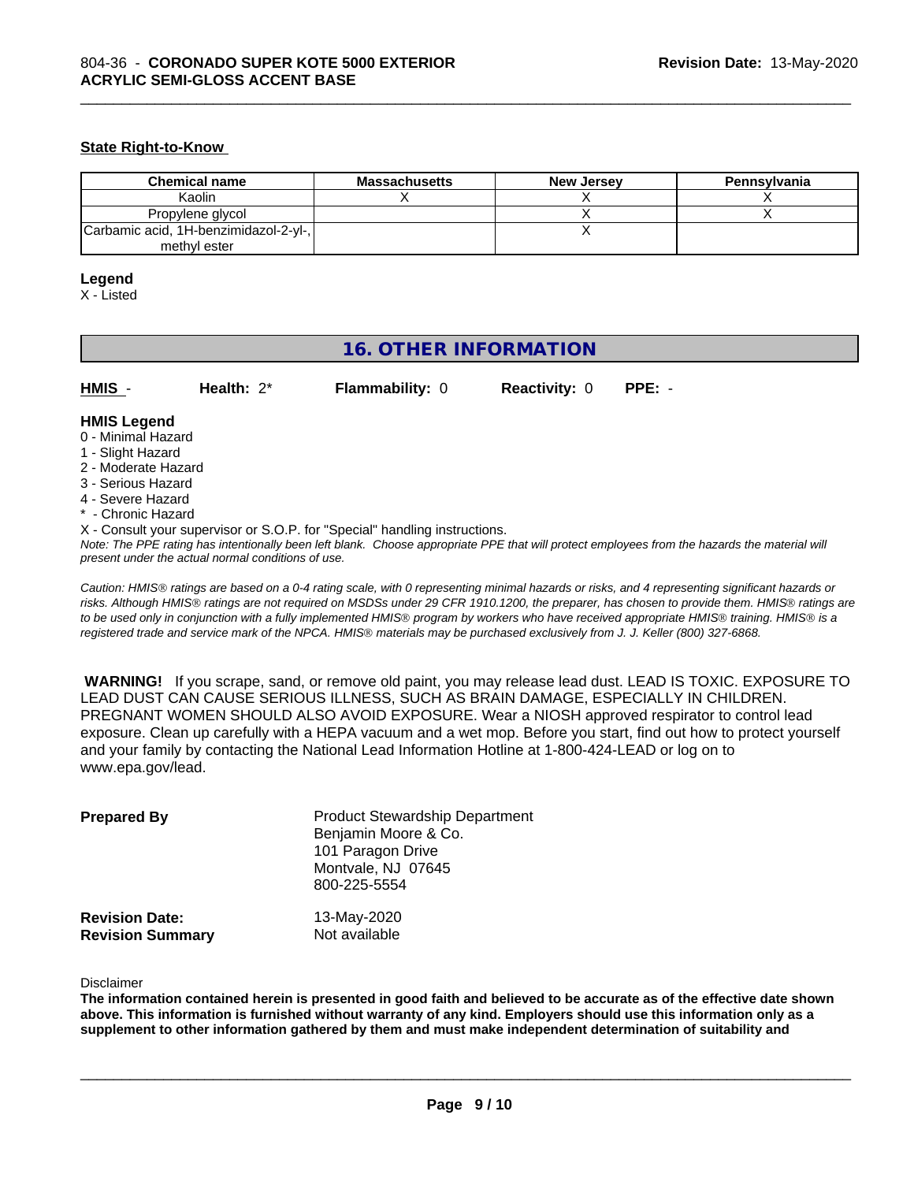### State Right-to-Know

| Chemical name | Massachusetts | New Jersey | Pennsylvania |
|---|---|---|---|
| Kaolin | X | X | X |
| Propylene glycol | | X | X |
| Carbamic acid, 1H-benzimidazol-2-yl-, methyl ester | | X | |

**Legend**

X - Listed

## 16. OTHER INFORMATION

| HMIS - | Health: 2* | Flammability: 0 | Reactivity: 0 | PPE: - |
|---|---|---|---|---|

**HMIS Legend**

0 - Minimal Hazard
1 - Slight Hazard
2 - Moderate Hazard
3 - Serious Hazard
4 - Severe Hazard
* - Chronic Hazard
X - Consult your supervisor or S.O.P. for "Special" handling instructions.

*Note: The PPE rating has intentionally been left blank. Choose appropriate PPE that will protect employees from the hazards the material will present under the actual normal conditions of use.*

*Caution: HMIS® ratings are based on a 0-4 rating scale, with 0 representing minimal hazards or risks, and 4 representing significant hazards or risks. Although HMIS® ratings are not required on MSDSs under 29 CFR 1910.1200, the preparer, has chosen to provide them. HMIS® ratings are to be used only in conjunction with a fully implemented HMIS® program by workers who have received appropriate HMIS® training. HMIS® is a registered trade and service mark of the NPCA. HMIS® materials may be purchased exclusively from J. J. Keller (800) 327-6868.*

**WARNING!** If you scrape, sand, or remove old paint, you may release lead dust. LEAD IS TOXIC. EXPOSURE TO LEAD DUST CAN CAUSE SERIOUS ILLNESS, SUCH AS BRAIN DAMAGE, ESPECIALLY IN CHILDREN. PREGNANT WOMEN SHOULD ALSO AVOID EXPOSURE. Wear a NIOSH approved respirator to control lead exposure. Clean up carefully with a HEPA vacuum and a wet mop. Before you start, find out how to protect yourself and your family by contacting the National Lead Information Hotline at 1-800-424-LEAD or log on to www.epa.gov/lead.

**Prepared By**
Product Stewardship Department
Benjamin Moore & Co.
101 Paragon Drive
Montvale, NJ 07645
800-225-5554

**Revision Date:** 13-May-2020
**Revision Summary** Not available

Disclaimer

**The information contained herein is presented in good faith and believed to be accurate as of the effective date shown above. This information is furnished without warranty of any kind. Employers should use this information only as a supplement to other information gathered by them and must make independent determination of suitability and**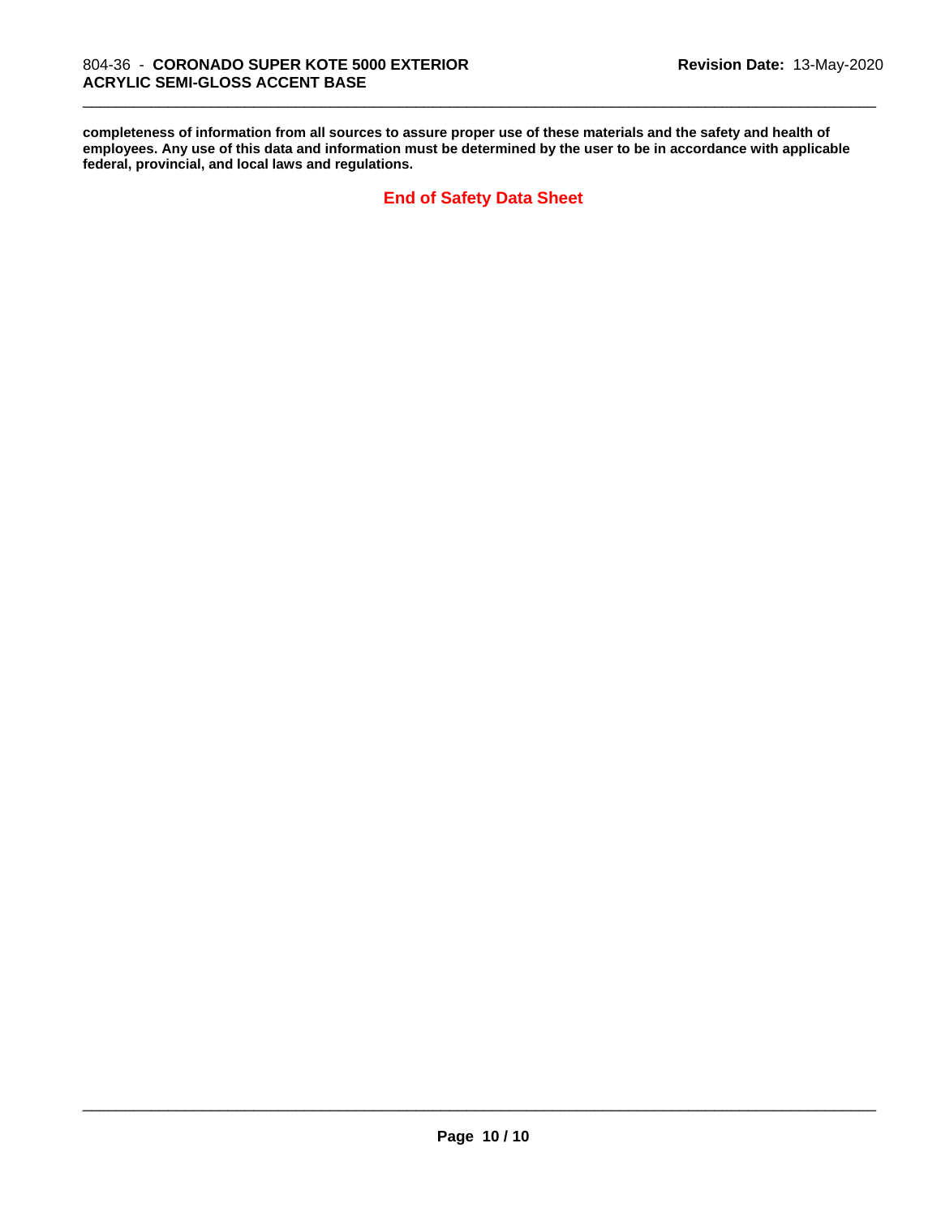**completeness of information from all sources to assure proper use of these materials and the safety and health of employees. Any use of this data and information must be determined by the user to be in accordance with applicable federal, provincial, and local laws and regulations.**

**End of Safety Data Sheet**